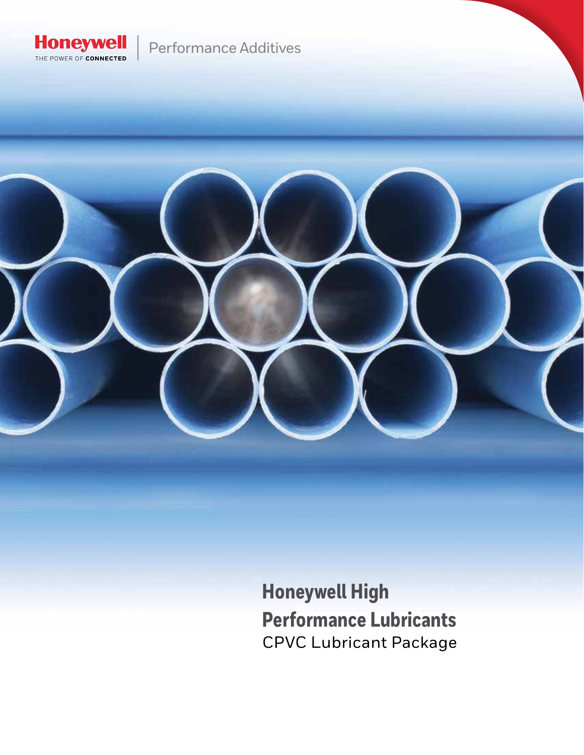Honeywell | Performance Additives

THE POWER OF CONNECTED

# Honeywell High Performance Lubricants

## CPVC Lubricant Package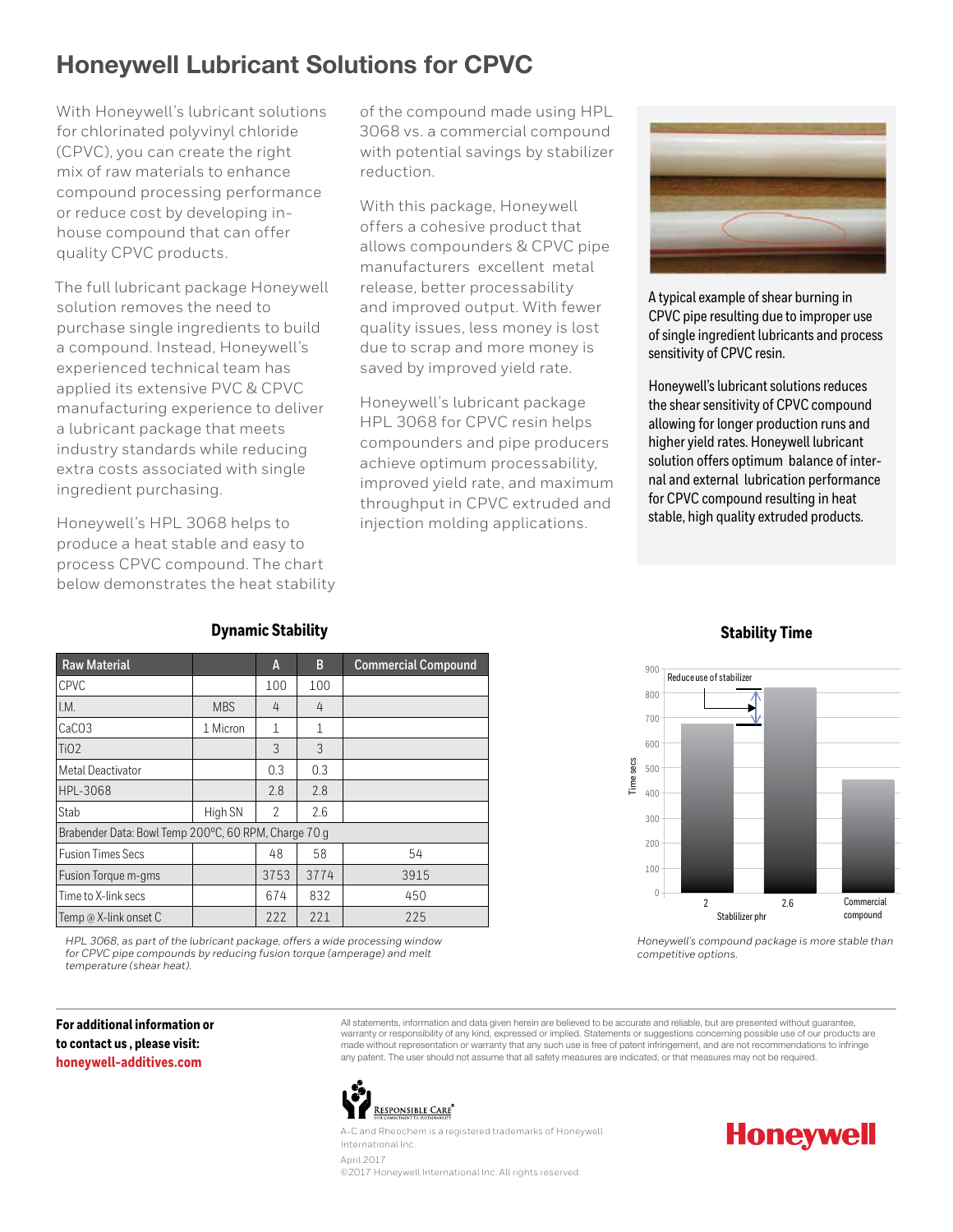# Honeywell Lubricant Solutions for CPVC

With Honeywell's lubricant solutions for chlorinated polyvinyl chloride (CPVC), you can create the right mix of raw materials to enhance compound processing performance or reduce cost by developing in-house compound that can offer quality CPVC products.

The full lubricant package Honeywell solution removes the need to purchase single ingredients to build a compound. Instead, Honeywell's experienced technical team has applied its extensive PVC & CPVC manufacturing experience to deliver a lubricant package that meets industry standards while reducing extra costs associated with single ingredient purchasing.

Honeywell's HPL 3068 helps to produce a heat stable and easy to process CPVC compound. The chart below demonstrates the heat stability of the compound made using HPL 3068 vs. a commercial compound with potential savings by stabilizer reduction.

With this package, Honeywell offers a cohesive product that allows compounders & CPVC pipe manufacturers excellent metal release, better processability and improved output. With fewer quality issues, less money is lost due to scrap and more money is saved by improved yield rate.

Honeywell's lubricant package HPL 3068 for CPVC resin helps compounders and pipe producers achieve optimum processability, improved yield rate, and maximum throughput in CPVC extruded and injection molding applications.

A typical example of shear burning in CPVC pipe resulting due to improper use of single ingredient lubricants and process sensitivity of CPVC resin.

Honeywell's lubricant solutions reduces the shear sensitivity of CPVC compound allowing for longer production runs and higher yield rates. Honeywell lubricant solution offers optimum balance of internal and external lubrication performance for CPVC compound resulting in heat stable, high quality extruded products.

## Dynamic Stability

| Raw Material | | A | B | Commercial Compound |
|---|---|---|---|---|
| CPVC | | 100 | 100 | |
| I.M. | MBS | 4 | 4 | |
| $CaCO_3$ | 1 Micron | 1 | 1 | |
| $TiO_2$ | | 3 | 3 | |
| Metal Deactivator | | 0.3 | 0.3 | |
| HPL-3068 | | 2.8 | 2.8 | |
| Stab | High SN | 2 | 2.6 | |
| Brabender Data: Bowl Temp 200°C, 60 RPM, Charge 70 g | | | | |
| Fusion Times Secs | | 48 | 58 | 54 |
| Fusion Torque m-gms | | 3753 | 3774 | 3915 |
| Time to X-link secs | | 674 | 832 | 450 |
| Temp @ X-link onset C | | 222 | 221 | 225 |

*HPL 3068, as part of the lubricant package, offers a wide processing window for CPVC pipe compounds by reducing fusion torque (amperage) and melt temperature (shear heat).*

## Stability Time

Reduce use of stabilizer

Time secs

0
100
200
300
400
500
600
700
800
900

2
2.6
Commercial compound

Stabilizer phr

*Honeywell's compound package is more stable than competitive options.*

**For additional information or to contact us , please visit:**
**honeywell-additives.com**

All statements, information and data given herein are believed to be accurate and reliable, but are presented without guarantee, warranty or responsibility of any kind, expressed or implied. Statements or suggestions concerning possible use of our products are made without representation or warranty that any such use is free of patent infringement, and are not recommendations to infringe any patent. The user should not assume that all safety measures are indicated, or that measures may not be required.

Responsible Care® Our commitment to sustainability

A-C and Rheochem is a registered trademarks of Honeywell International Inc.

April 2017

©2017 Honeywell International Inc. All rights reserved.

Honeywell